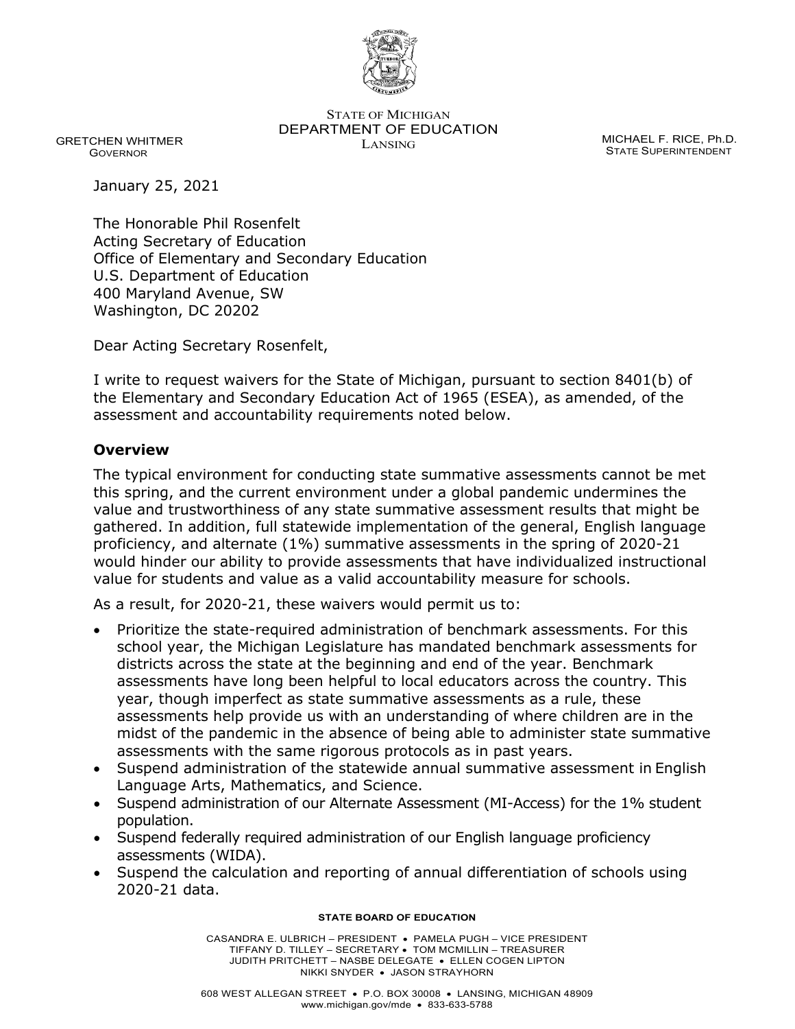STATE OF MICHIGAN
DEPARTMENT OF EDUCATION
LANSING

GRETCHEN WHITMER
GOVERNOR

MICHAEL F. RICE, Ph.D.
STATE SUPERINTENDENT

January 25, 2021

The Honorable Phil Rosenfelt
Acting Secretary of Education
Office of Elementary and Secondary Education
U.S. Department of Education
400 Maryland Avenue, SW
Washington, DC 20202

Dear Acting Secretary Rosenfelt,

I write to request waivers for the State of Michigan, pursuant to section 8401(b) of the Elementary and Secondary Education Act of 1965 (ESEA), as amended, of the assessment and accountability requirements noted below.

## Overview

The typical environment for conducting state summative assessments cannot be met this spring, and the current environment under a global pandemic undermines the value and trustworthiness of any state summative assessment results that might be gathered. In addition, full statewide implementation of the general, English language proficiency, and alternate (1%) summative assessments in the spring of 2020-21 would hinder our ability to provide assessments that have individualized instructional value for students and value as a valid accountability measure for schools.

As a result, for 2020-21, these waivers would permit us to:

- Prioritize the state-required administration of benchmark assessments. For this school year, the Michigan Legislature has mandated benchmark assessments for districts across the state at the beginning and end of the year. Benchmark assessments have long been helpful to local educators across the country. This year, though imperfect as state summative assessments as a rule, these assessments help provide us with an understanding of where children are in the midst of the pandemic in the absence of being able to administer state summative assessments with the same rigorous protocols as in past years.
- Suspend administration of the statewide annual summative assessment in English Language Arts, Mathematics, and Science.
- Suspend administration of our Alternate Assessment (MI-Access) for the 1% student population.
- Suspend federally required administration of our English language proficiency assessments (WIDA).
- Suspend the calculation and reporting of annual differentiation of schools using 2020-21 data.

**STATE BOARD OF EDUCATION**

CASANDRA E. ULBRICH – PRESIDENT • PAMELA PUGH – VICE PRESIDENT
TIFFANY D. TILLEY – SECRETARY • TOM MCMILLIN – TREASURER
JUDITH PRITCHETT – NASBE DELEGATE • ELLEN COGEN LIPTON
NIKKI SNYDER • JASON STRAYHORN

608 WEST ALLEGAN STREET • P.O. BOX 30008 • LANSING, MICHIGAN 48909
www.michigan.gov/mde • 833-633-5788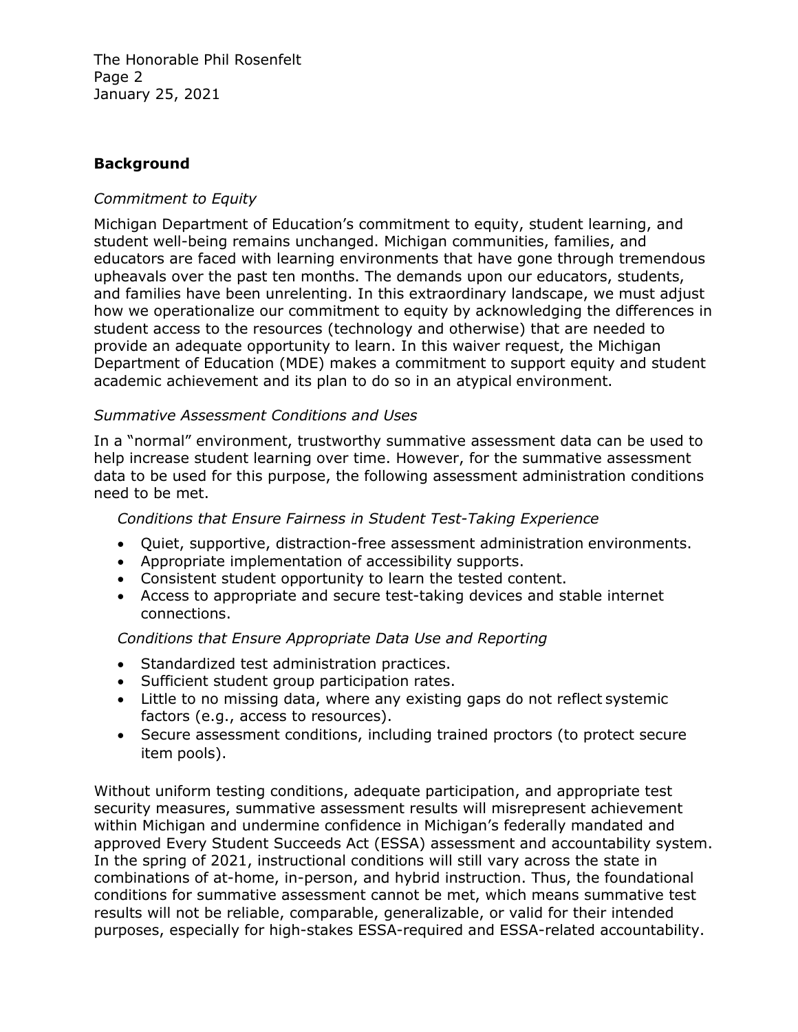## Background

*Commitment to Equity*

Michigan Department of Education's commitment to equity, student learning, and student well-being remains unchanged. Michigan communities, families, and educators are faced with learning environments that have gone through tremendous upheavals over the past ten months. The demands upon our educators, students, and families have been unrelenting. In this extraordinary landscape, we must adjust how we operationalize our commitment to equity by acknowledging the differences in student access to the resources (technology and otherwise) that are needed to provide an adequate opportunity to learn. In this waiver request, the Michigan Department of Education (MDE) makes a commitment to support equity and student academic achievement and its plan to do so in an atypical environment.

*Summative Assessment Conditions and Uses*

In a "normal" environment, trustworthy summative assessment data can be used to help increase student learning over time. However, for the summative assessment data to be used for this purpose, the following assessment administration conditions need to be met.

*Conditions that Ensure Fairness in Student Test-Taking Experience*

- Quiet, supportive, distraction-free assessment administration environments.
- Appropriate implementation of accessibility supports.
- Consistent student opportunity to learn the tested content.
- Access to appropriate and secure test-taking devices and stable internet connections.

*Conditions that Ensure Appropriate Data Use and Reporting*

- Standardized test administration practices.
- Sufficient student group participation rates.
- Little to no missing data, where any existing gaps do not reflect systemic factors (e.g., access to resources).
- Secure assessment conditions, including trained proctors (to protect secure item pools).

Without uniform testing conditions, adequate participation, and appropriate test security measures, summative assessment results will misrepresent achievement within Michigan and undermine confidence in Michigan's federally mandated and approved Every Student Succeeds Act (ESSA) assessment and accountability system. In the spring of 2021, instructional conditions will still vary across the state in combinations of at-home, in-person, and hybrid instruction. Thus, the foundational conditions for summative assessment cannot be met, which means summative test results will not be reliable, comparable, generalizable, or valid for their intended purposes, especially for high-stakes ESSA-required and ESSA-related accountability.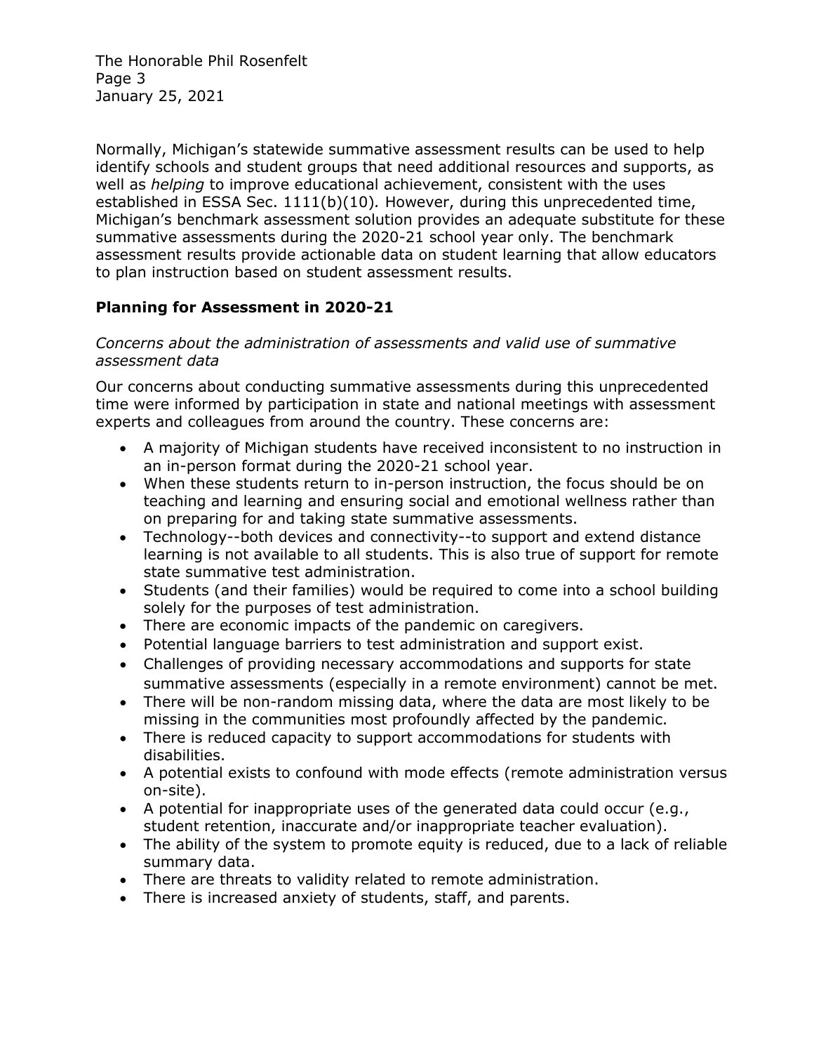Normally, Michigan's statewide summative assessment results can be used to help identify schools and student groups that need additional resources and supports, as well as *helping* to improve educational achievement, consistent with the uses established in ESSA Sec. 1111(b)(10). However, during this unprecedented time, Michigan's benchmark assessment solution provides an adequate substitute for these summative assessments during the 2020-21 school year only. The benchmark assessment results provide actionable data on student learning that allow educators to plan instruction based on student assessment results.

## Planning for Assessment in 2020-21

*Concerns about the administration of assessments and valid use of summative assessment data*

Our concerns about conducting summative assessments during this unprecedented time were informed by participation in state and national meetings with assessment experts and colleagues from around the country. These concerns are:

- A majority of Michigan students have received inconsistent to no instruction in an in-person format during the 2020-21 school year.
- When these students return to in-person instruction, the focus should be on teaching and learning and ensuring social and emotional wellness rather than on preparing for and taking state summative assessments.
- Technology--both devices and connectivity--to support and extend distance learning is not available to all students. This is also true of support for remote state summative test administration.
- Students (and their families) would be required to come into a school building solely for the purposes of test administration.
- There are economic impacts of the pandemic on caregivers.
- Potential language barriers to test administration and support exist.
- Challenges of providing necessary accommodations and supports for state summative assessments (especially in a remote environment) cannot be met.
- There will be non-random missing data, where the data are most likely to be missing in the communities most profoundly affected by the pandemic.
- There is reduced capacity to support accommodations for students with disabilities.
- A potential exists to confound with mode effects (remote administration versus on-site).
- A potential for inappropriate uses of the generated data could occur (e.g., student retention, inaccurate and/or inappropriate teacher evaluation).
- The ability of the system to promote equity is reduced, due to a lack of reliable summary data.
- There are threats to validity related to remote administration.
- There is increased anxiety of students, staff, and parents.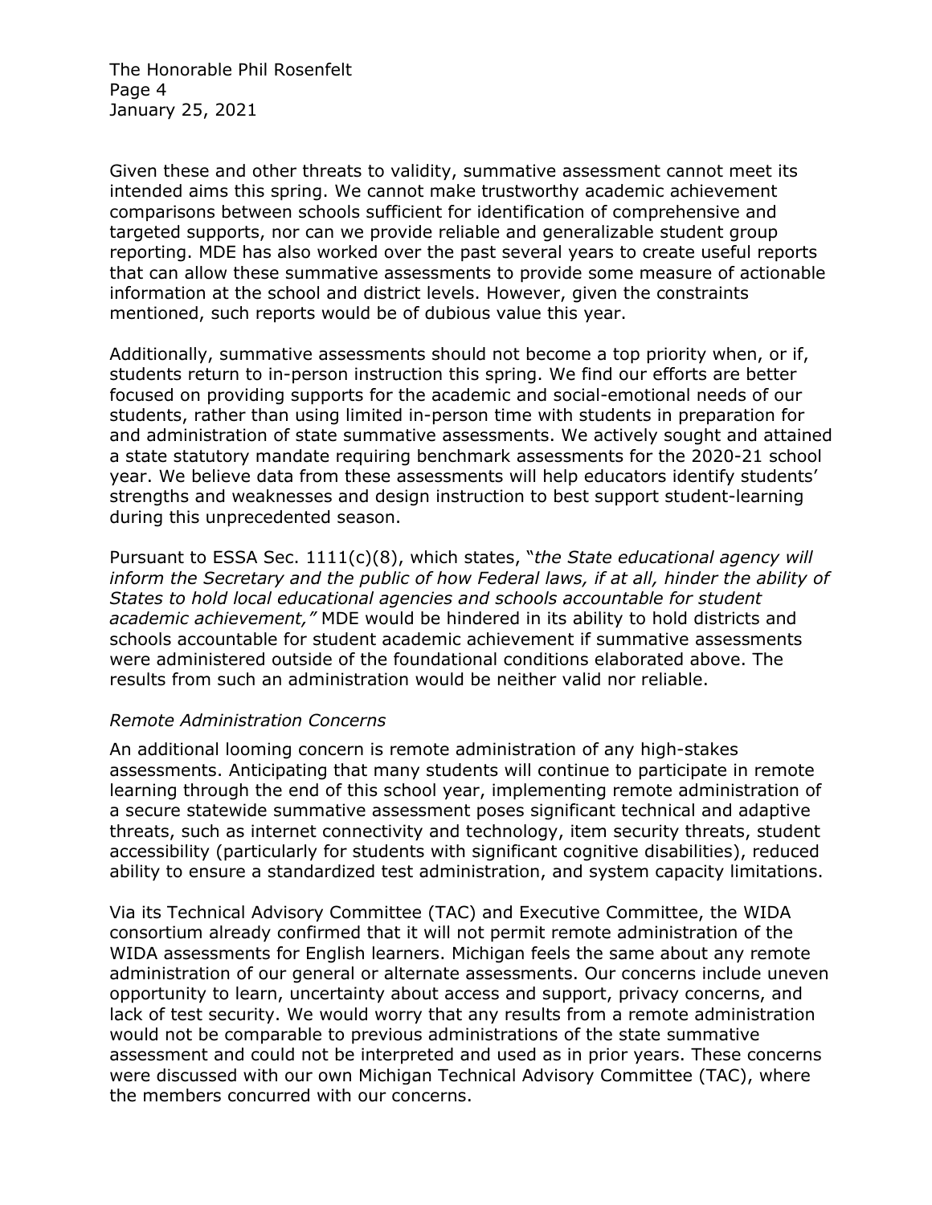Given these and other threats to validity, summative assessment cannot meet its intended aims this spring. We cannot make trustworthy academic achievement comparisons between schools sufficient for identification of comprehensive and targeted supports, nor can we provide reliable and generalizable student group reporting. MDE has also worked over the past several years to create useful reports that can allow these summative assessments to provide some measure of actionable information at the school and district levels. However, given the constraints mentioned, such reports would be of dubious value this year.

Additionally, summative assessments should not become a top priority when, or if, students return to in-person instruction this spring. We find our efforts are better focused on providing supports for the academic and social-emotional needs of our students, rather than using limited in-person time with students in preparation for and administration of state summative assessments. We actively sought and attained a state statutory mandate requiring benchmark assessments for the 2020-21 school year. We believe data from these assessments will help educators identify students' strengths and weaknesses and design instruction to best support student-learning during this unprecedented season.

Pursuant to ESSA Sec. 1111(c)(8), which states, "*the State educational agency will inform the Secretary and the public of how Federal laws, if at all, hinder the ability of States to hold local educational agencies and schools accountable for student academic achievement,"* MDE would be hindered in its ability to hold districts and schools accountable for student academic achievement if summative assessments were administered outside of the foundational conditions elaborated above. The results from such an administration would be neither valid nor reliable.

*Remote Administration Concerns*

An additional looming concern is remote administration of any high-stakes assessments. Anticipating that many students will continue to participate in remote learning through the end of this school year, implementing remote administration of a secure statewide summative assessment poses significant technical and adaptive threats, such as internet connectivity and technology, item security threats, student accessibility (particularly for students with significant cognitive disabilities), reduced ability to ensure a standardized test administration, and system capacity limitations.

Via its Technical Advisory Committee (TAC) and Executive Committee, the WIDA consortium already confirmed that it will not permit remote administration of the WIDA assessments for English learners. Michigan feels the same about any remote administration of our general or alternate assessments. Our concerns include uneven opportunity to learn, uncertainty about access and support, privacy concerns, and lack of test security. We would worry that any results from a remote administration would not be comparable to previous administrations of the state summative assessment and could not be interpreted and used as in prior years. These concerns were discussed with our own Michigan Technical Advisory Committee (TAC), where the members concurred with our concerns.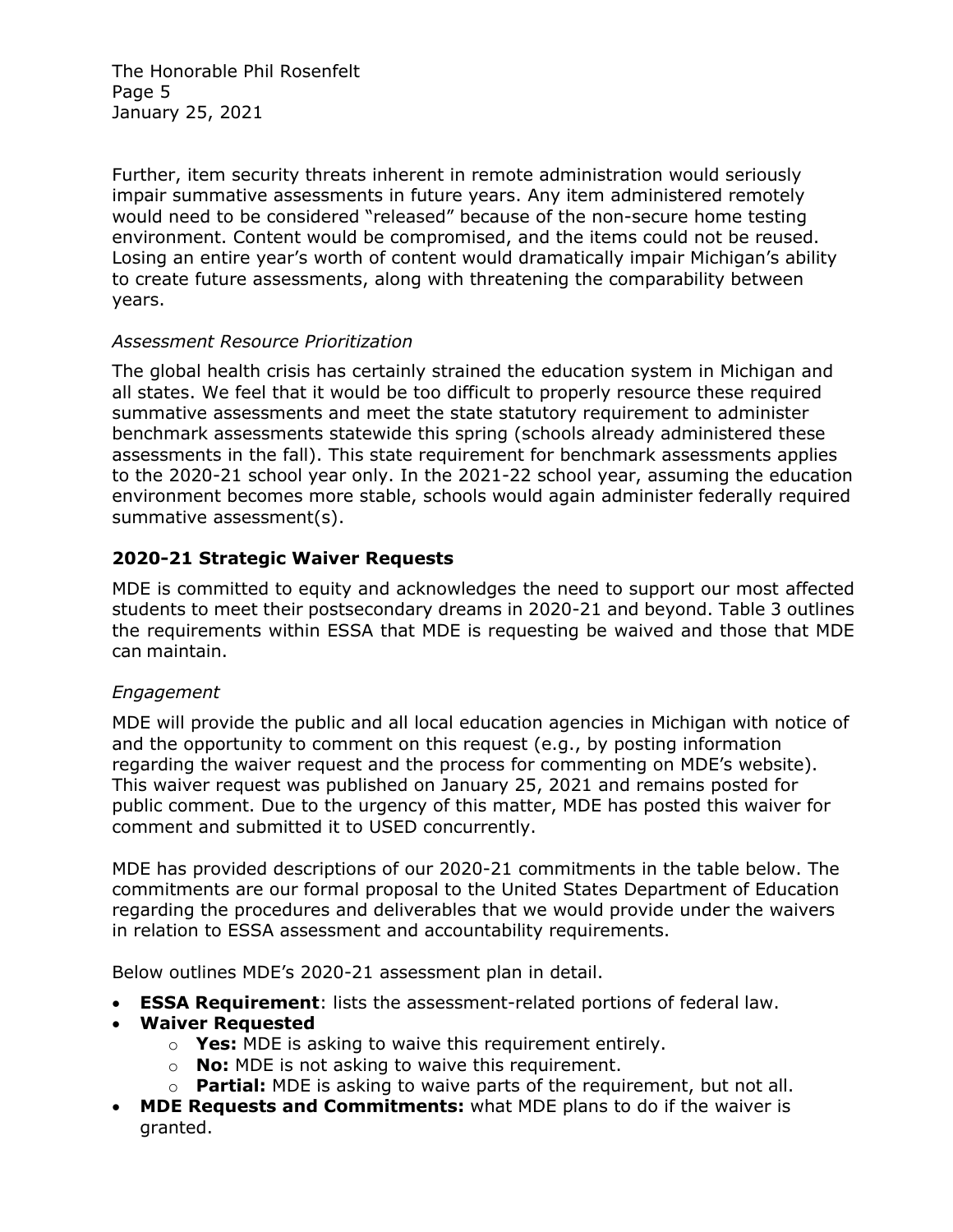Further, item security threats inherent in remote administration would seriously impair summative assessments in future years. Any item administered remotely would need to be considered "released" because of the non-secure home testing environment. Content would be compromised, and the items could not be reused. Losing an entire year's worth of content would dramatically impair Michigan's ability to create future assessments, along with threatening the comparability between years.

*Assessment Resource Prioritization*

The global health crisis has certainly strained the education system in Michigan and all states. We feel that it would be too difficult to properly resource these required summative assessments and meet the state statutory requirement to administer benchmark assessments statewide this spring (schools already administered these assessments in the fall). This state requirement for benchmark assessments applies to the 2020-21 school year only. In the 2021-22 school year, assuming the education environment becomes more stable, schools would again administer federally required summative assessment(s).

## 2020-21 Strategic Waiver Requests

MDE is committed to equity and acknowledges the need to support our most affected students to meet their postsecondary dreams in 2020-21 and beyond. Table 3 outlines the requirements within ESSA that MDE is requesting be waived and those that MDE can maintain.

*Engagement*

MDE will provide the public and all local education agencies in Michigan with notice of and the opportunity to comment on this request (e.g., by posting information regarding the waiver request and the process for commenting on MDE's website). This waiver request was published on January 25, 2021 and remains posted for public comment. Due to the urgency of this matter, MDE has posted this waiver for comment and submitted it to USED concurrently.

MDE has provided descriptions of our 2020-21 commitments in the table below. The commitments are our formal proposal to the United States Department of Education regarding the procedures and deliverables that we would provide under the waivers in relation to ESSA assessment and accountability requirements.

Below outlines MDE's 2020-21 assessment plan in detail.

- **ESSA Requirement**: lists the assessment-related portions of federal law.
- **Waiver Requested**
  - **Yes:** MDE is asking to waive this requirement entirely.
  - **No:** MDE is not asking to waive this requirement.
  - **Partial:** MDE is asking to waive parts of the requirement, but not all.
- **MDE Requests and Commitments:** what MDE plans to do if the waiver is granted.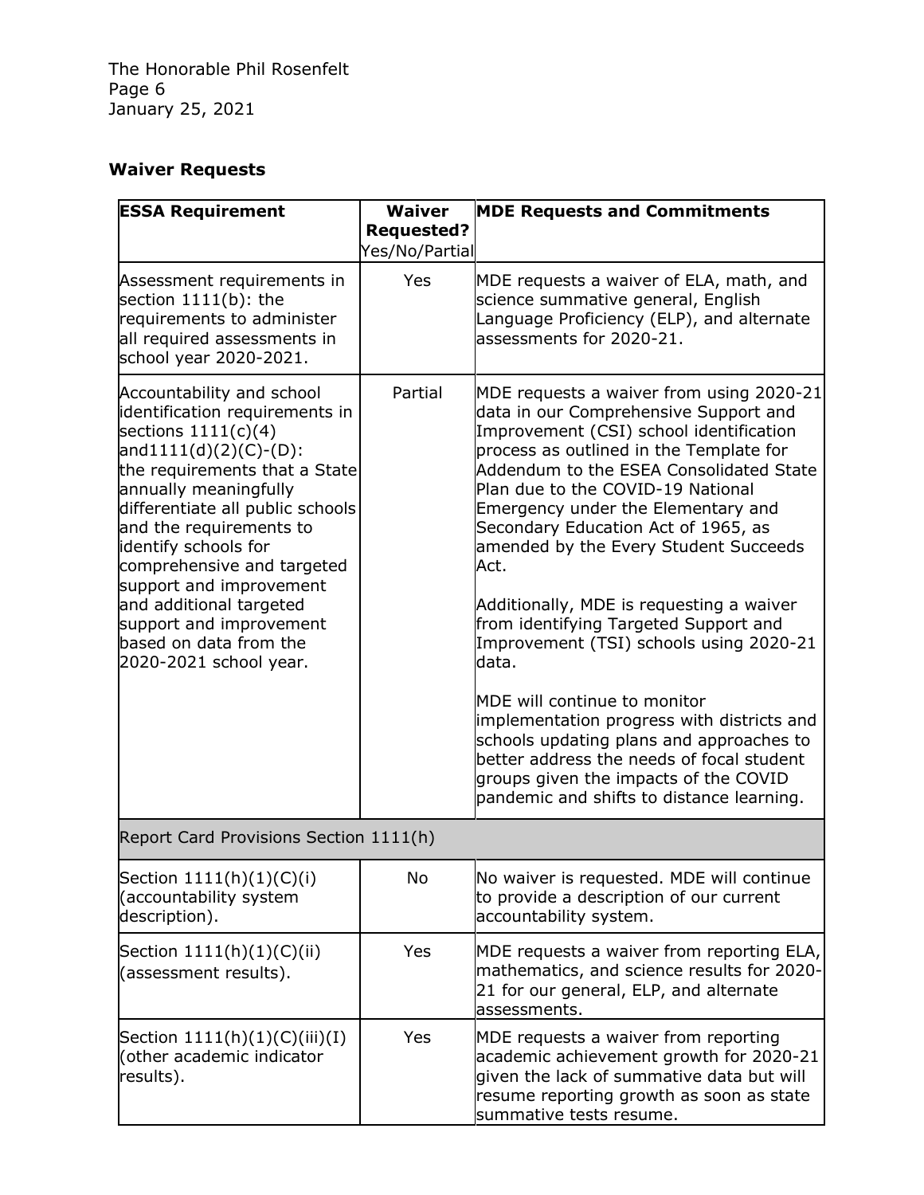## Waiver Requests

| ESSA Requirement | Waiver Requested? Yes/No/Partial | MDE Requests and Commitments |
|---|---|---|
| Assessment requirements in section 1111(b): the requirements to administer all required assessments in school year 2020-2021. | Yes | MDE requests a waiver of ELA, math, and science summative general, English Language Proficiency (ELP), and alternate assessments for 2020-21. |
| Accountability and school identification requirements in sections 1111(c)(4) and1111(d)(2)(C)-(D): the requirements that a State annually meaningfully differentiate all public schools and the requirements to identify schools for comprehensive and targeted support and improvement and additional targeted support and improvement based on data from the 2020-2021 school year. | Partial | MDE requests a waiver from using 2020-21 data in our Comprehensive Support and Improvement (CSI) school identification process as outlined in the Template for Addendum to the ESEA Consolidated State Plan due to the COVID-19 National Emergency under the Elementary and Secondary Education Act of 1965, as amended by the Every Student Succeeds Act.<br><br>Additionally, MDE is requesting a waiver from identifying Targeted Support and Improvement (TSI) schools using 2020-21 data.<br><br>MDE will continue to monitor implementation progress with districts and schools updating plans and approaches to better address the needs of focal student groups given the impacts of the COVID pandemic and shifts to distance learning. |
| Report Card Provisions Section 1111(h) | | |
| Section 1111(h)(1)(C)(i) (accountability system description). | No | No waiver is requested. MDE will continue to provide a description of our current accountability system. |
| Section 1111(h)(1)(C)(ii) (assessment results). | Yes | MDE requests a waiver from reporting ELA, mathematics, and science results for 2020-21 for our general, ELP, and alternate assessments. |
| Section 1111(h)(1)(C)(iii)(I) (other academic indicator results). | Yes | MDE requests a waiver from reporting academic achievement growth for 2020-21 given the lack of summative data but will resume reporting growth as soon as state summative tests resume. |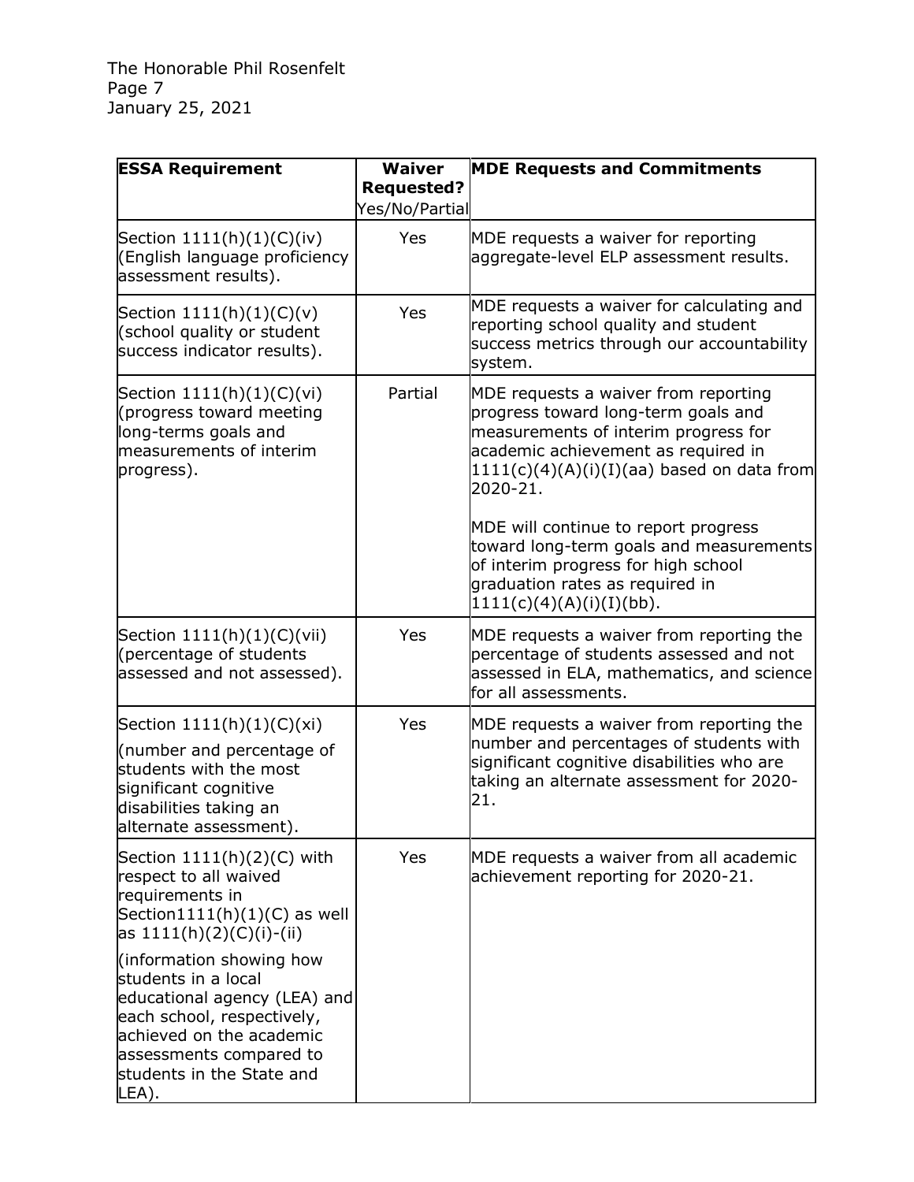| ESSA Requirement | Waiver Requested? Yes/No/Partial | MDE Requests and Commitments |
|---|---|---|
| Section 1111(h)(1)(C)(iv) (English language proficiency assessment results). | Yes | MDE requests a waiver for reporting aggregate-level ELP assessment results. |
| Section 1111(h)(1)(C)(v) (school quality or student success indicator results). | Yes | MDE requests a waiver for calculating and reporting school quality and student success metrics through our accountability system. |
| Section 1111(h)(1)(C)(vi) (progress toward meeting long-terms goals and measurements of interim progress). | Partial | MDE requests a waiver from reporting progress toward long-term goals and measurements of interim progress for academic achievement as required in 1111(c)(4)(A)(i)(I)(aa) based on data from 2020-21.<br><br>MDE will continue to report progress toward long-term goals and measurements of interim progress for high school graduation rates as required in 1111(c)(4)(A)(i)(I)(bb). |
| Section 1111(h)(1)(C)(vii) (percentage of students assessed and not assessed). | Yes | MDE requests a waiver from reporting the percentage of students assessed and not assessed in ELA, mathematics, and science for all assessments. |
| Section 1111(h)(1)(C)(xi)<br><br>(number and percentage of students with the most significant cognitive disabilities taking an alternate assessment). | Yes | MDE requests a waiver from reporting the number and percentages of students with significant cognitive disabilities who are taking an alternate assessment for 2020-21. |
| Section 1111(h)(2)(C) with respect to all waived requirements in Section1111(h)(1)(C) as well as 1111(h)(2)(C)(i)-(ii)<br><br>(information showing how students in a local educational agency (LEA) and each school, respectively, achieved on the academic assessments compared to students in the State and LEA). | Yes | MDE requests a waiver from all academic achievement reporting for 2020-21. |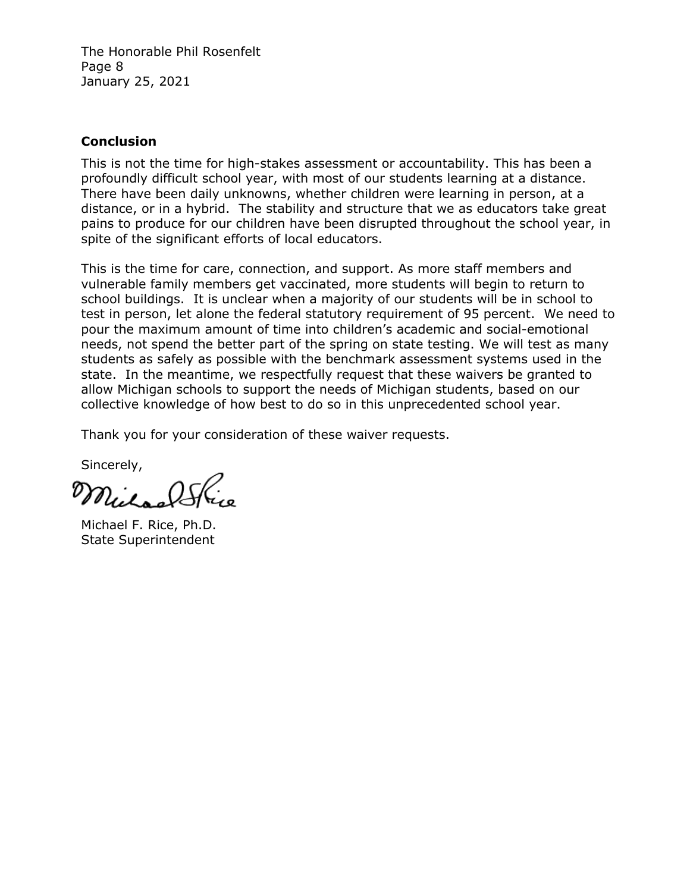## Conclusion

This is not the time for high-stakes assessment or accountability. This has been a profoundly difficult school year, with most of our students learning at a distance. There have been daily unknowns, whether children were learning in person, at a distance, or in a hybrid. The stability and structure that we as educators take great pains to produce for our children have been disrupted throughout the school year, in spite of the significant efforts of local educators.

This is the time for care, connection, and support. As more staff members and vulnerable family members get vaccinated, more students will begin to return to school buildings. It is unclear when a majority of our students will be in school to test in person, let alone the federal statutory requirement of 95 percent. We need to pour the maximum amount of time into children's academic and social-emotional needs, not spend the better part of the spring on state testing. We will test as many students as safely as possible with the benchmark assessment systems used in the state. In the meantime, we respectfully request that these waivers be granted to allow Michigan schools to support the needs of Michigan students, based on our collective knowledge of how best to do so in this unprecedented school year.

Thank you for your consideration of these waiver requests.

Sincerely,

Michael F. Rice, Ph.D.
State Superintendent